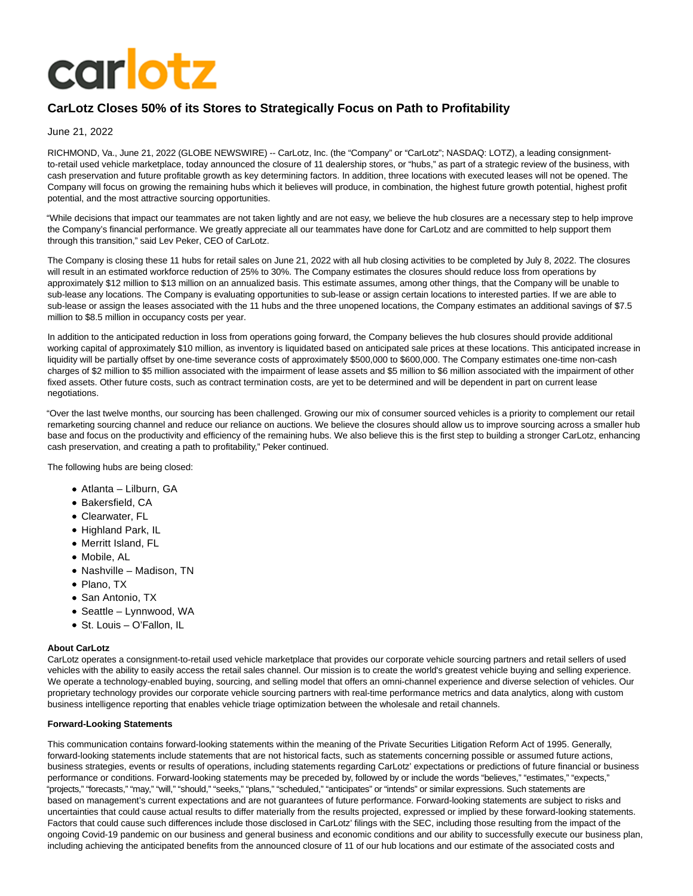carlotz

# CarLotz Closes 50% of its Stores to Strategically Focus on Path to Profitability

June 21, 2022

RICHMOND, Va., June 21, 2022 (GLOBE NEWSWIRE) -- CarLotz, Inc. (the "Company" or "CarLotz"; NASDAQ: LOTZ), a leading consignment-to-retail used vehicle marketplace, today announced the closure of 11 dealership stores, or "hubs," as part of a strategic review of the business, with cash preservation and future profitable growth as key determining factors. In addition, three locations with executed leases will not be opened. The Company will focus on growing the remaining hubs which it believes will produce, in combination, the highest future growth potential, highest profit potential, and the most attractive sourcing opportunities.

"While decisions that impact our teammates are not taken lightly and are not easy, we believe the hub closures are a necessary step to help improve the Company's financial performance. We greatly appreciate all our teammates have done for CarLotz and are committed to help support them through this transition," said Lev Peker, CEO of CarLotz.

The Company is closing these 11 hubs for retail sales on June 21, 2022 with all hub closing activities to be completed by July 8, 2022. The closures will result in an estimated workforce reduction of 25% to 30%. The Company estimates the closures should reduce loss from operations by approximately $12 million to $13 million on an annualized basis. This estimate assumes, among other things, that the Company will be unable to sub-lease any locations. The Company is evaluating opportunities to sub-lease or assign certain locations to interested parties. If we are able to sub-lease or assign the leases associated with the 11 hubs and the three unopened locations, the Company estimates an additional savings of $7.5 million to $8.5 million in occupancy costs per year.

In addition to the anticipated reduction in loss from operations going forward, the Company believes the hub closures should provide additional working capital of approximately $10 million, as inventory is liquidated based on anticipated sale prices at these locations. This anticipated increase in liquidity will be partially offset by one-time severance costs of approximately $500,000 to $600,000. The Company estimates one-time non-cash charges of $2 million to $5 million associated with the impairment of lease assets and $5 million to $6 million associated with the impairment of other fixed assets. Other future costs, such as contract termination costs, are yet to be determined and will be dependent in part on current lease negotiations.

"Over the last twelve months, our sourcing has been challenged. Growing our mix of consumer sourced vehicles is a priority to complement our retail remarketing sourcing channel and reduce our reliance on auctions. We believe the closures should allow us to improve sourcing across a smaller hub base and focus on the productivity and efficiency of the remaining hubs. We also believe this is the first step to building a stronger CarLotz, enhancing cash preservation, and creating a path to profitability," Peker continued.

The following hubs are being closed:

- Atlanta – Lilburn, GA
- Bakersfield, CA
- Clearwater, FL
- Highland Park, IL
- Merritt Island, FL
- Mobile, AL
- Nashville – Madison, TN
- Plano, TX
- San Antonio, TX
- Seattle – Lynnwood, WA
- St. Louis – O'Fallon, IL

**About CarLotz**

CarLotz operates a consignment-to-retail used vehicle marketplace that provides our corporate vehicle sourcing partners and retail sellers of used vehicles with the ability to easily access the retail sales channel. Our mission is to create the world's greatest vehicle buying and selling experience. We operate a technology-enabled buying, sourcing, and selling model that offers an omni-channel experience and diverse selection of vehicles. Our proprietary technology provides our corporate vehicle sourcing partners with real-time performance metrics and data analytics, along with custom business intelligence reporting that enables vehicle triage optimization between the wholesale and retail channels.

**Forward-Looking Statements**

This communication contains forward-looking statements within the meaning of the Private Securities Litigation Reform Act of 1995. Generally, forward-looking statements include statements that are not historical facts, such as statements concerning possible or assumed future actions, business strategies, events or results of operations, including statements regarding CarLotz' expectations or predictions of future financial or business performance or conditions. Forward-looking statements may be preceded by, followed by or include the words "believes," "estimates," "expects," "projects," "forecasts," "may," "will," "should," "seeks," "plans," "scheduled," "anticipates" or "intends" or similar expressions. Such statements are based on management's current expectations and are not guarantees of future performance. Forward-looking statements are subject to risks and uncertainties that could cause actual results to differ materially from the results projected, expressed or implied by these forward-looking statements. Factors that could cause such differences include those disclosed in CarLotz' filings with the SEC, including those resulting from the impact of the ongoing Covid-19 pandemic on our business and general business and economic conditions and our ability to successfully execute our business plan, including achieving the anticipated benefits from the announced closure of 11 of our hub locations and our estimate of the associated costs and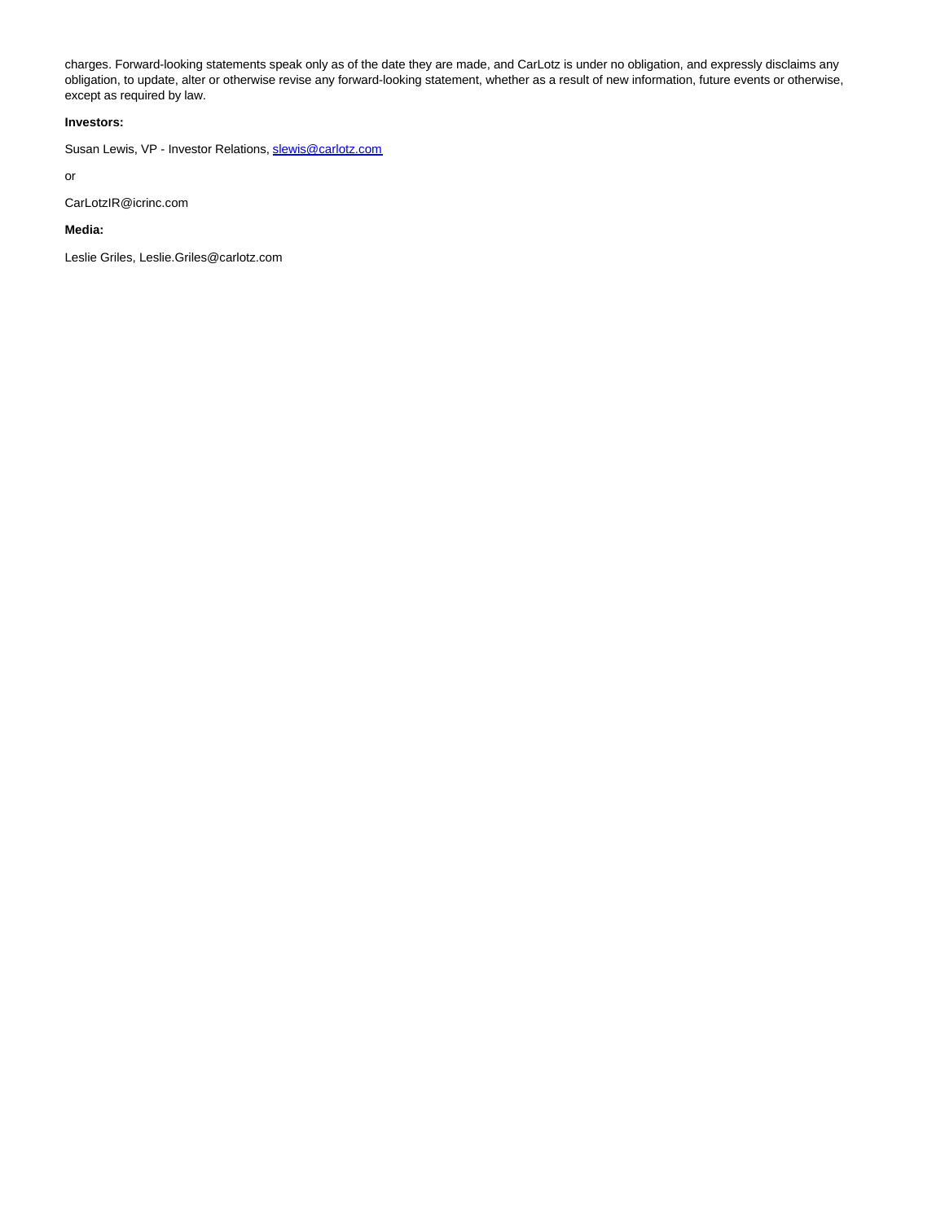charges. Forward-looking statements speak only as of the date they are made, and CarLotz is under no obligation, and expressly disclaims any obligation, to update, alter or otherwise revise any forward-looking statement, whether as a result of new information, future events or otherwise, except as required by law.

**Investors:**

Susan Lewis, VP - Investor Relations, slewis@carlotz.com

or

CarLotzIR@icrinc.com

**Media:**

Leslie Griles, Leslie.Griles@carlotz.com